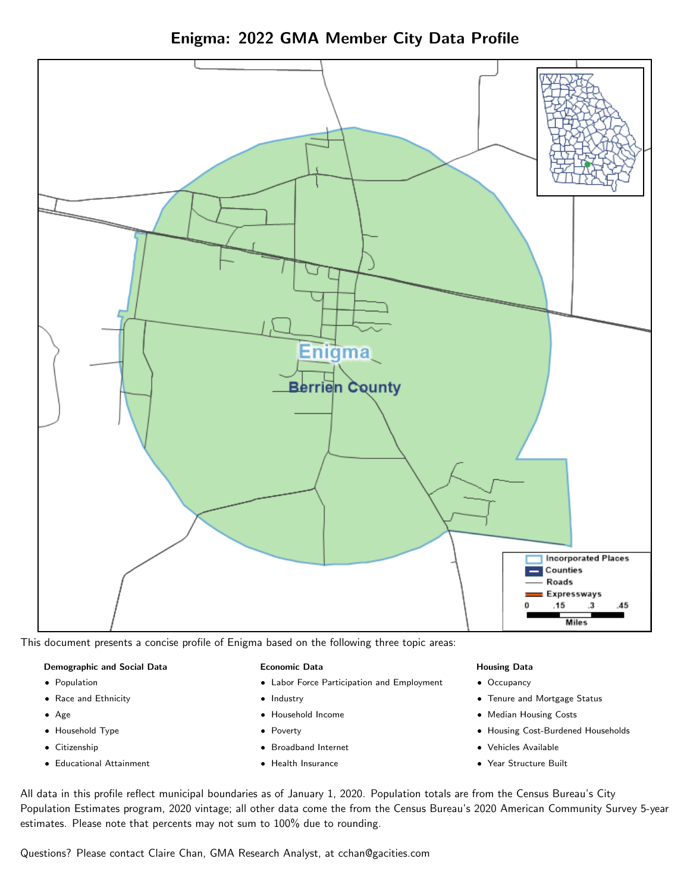# Enigma: 2022 GMA Member City Data Profile

This document presents a concise profile of Enigma based on the following three topic areas:

**Demographic and Social Data**

- Population
- Race and Ethnicity
- Age
- Household Type
- Citizenship
- Educational Attainment

**Economic Data**

- Labor Force Participation and Employment
- Industry
- Household Income
- Poverty
- Broadband Internet
- Health Insurance

**Housing Data**

- Occupancy
- Tenure and Mortgage Status
- Median Housing Costs
- Housing Cost-Burdened Households
- Vehicles Available
- Year Structure Built

All data in this profile reflect municipal boundaries as of January 1, 2020. Population totals are from the Census Bureau's City Population Estimates program, 2020 vintage; all other data come the from the Census Bureau's 2020 American Community Survey 5-year estimates. Please note that percents may not sum to 100% due to rounding.

Questions? Please contact Claire Chan, GMA Research Analyst, at cchan@gacities.com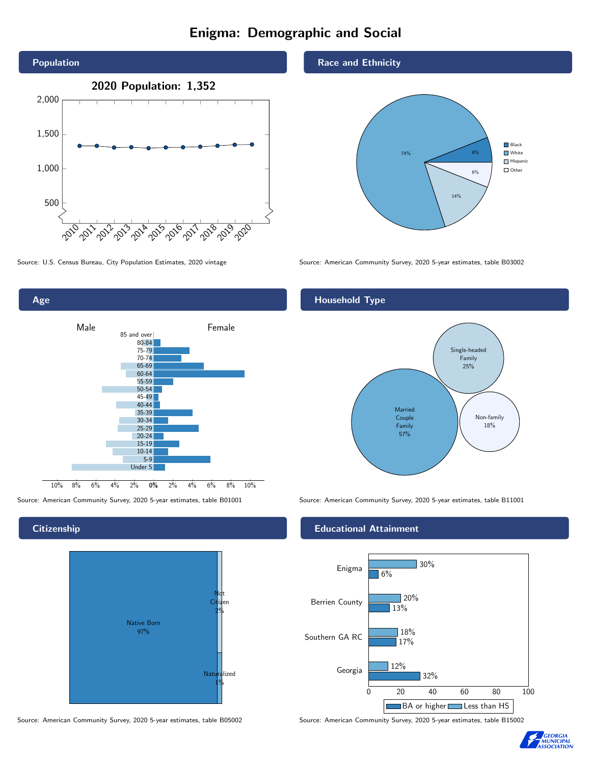# Enigma: Demographic and Social

## Population

**2020 Population: 1,352**

Source: U.S. Census Bureau, City Population Estimates, 2020 vintage

## Race and Ethnicity

| Race/Ethnicity | Percent |
|---|---|
| Black | 6% |
| White | 74% |
| Hispanic | 14% |
| Other | 6% |

Source: American Community Survey, 2020 5-year estimates, table B03002

## Age

Source: American Community Survey, 2020 5-year estimates, table B01001

## Household Type

| Household Type | Percent |
|---|---|
| Married Couple Family | 57% |
| Single-headed Family | 25% |
| Non-family | 18% |

Source: American Community Survey, 2020 5-year estimates, table B11001

## Citizenship

| Citizenship | Percent |
|---|---|
| Native Born | 97% |
| Not Citizen | 2% |
| Naturalized | 1% |

Source: American Community Survey, 2020 5-year estimates, table B05002

## Educational Attainment

| Area | Less than HS | BA or higher |
|---|---|---|
| Enigma | 30% | 6% |
| Berrien County | 20% | 13% |
| Southern GA RC | 18% | 17% |
| Georgia | 12% | 32% |

Source: American Community Survey, 2020 5-year estimates, table B15002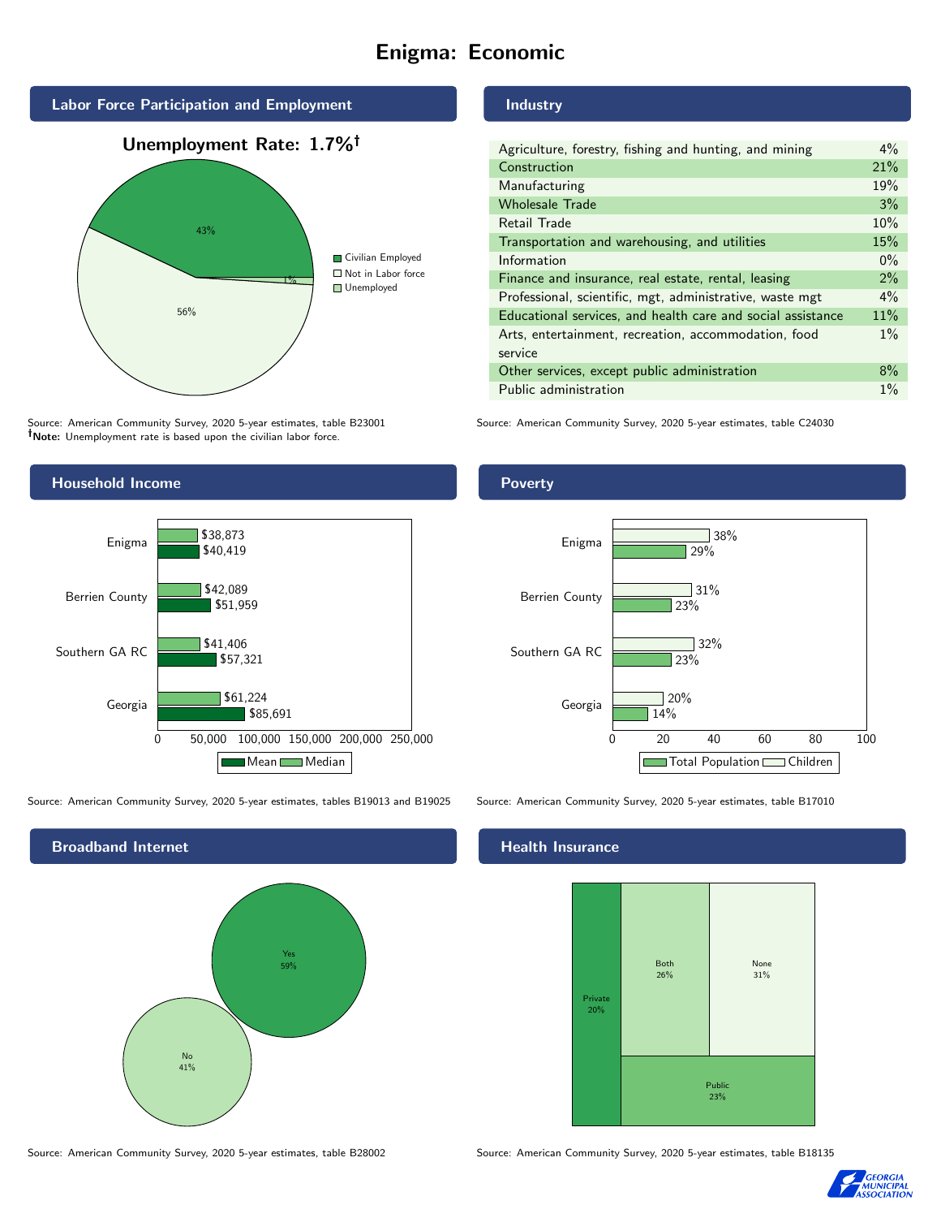# Enigma: Economic

## Labor Force Participation and Employment

**Unemployment Rate: 1.7%†**

| Category | Percent |
|---|---|
| Civilian Employed | 43% |
| Not in Labor force | 56% |
| Unemployed | 1% |

Source: American Community Survey, 2020 5-year estimates, table B23001
**†Note:** Unemployment rate is based upon the civilian labor force.

## Industry

| Industry | Percent |
|---|---|
| Agriculture, forestry, fishing and hunting, and mining | 4% |
| Construction | 21% |
| Manufacturing | 19% |
| Wholesale Trade | 3% |
| Retail Trade | 10% |
| Transportation and warehousing, and utilities | 15% |
| Information | 0% |
| Finance and insurance, real estate, rental, leasing | 2% |
| Professional, scientific, mgt, administrative, waste mgt | 4% |
| Educational services, and health care and social assistance | 11% |
| Arts, entertainment, recreation, accommodation, food service | 1% |
| Other services, except public administration | 8% |
| Public administration | 1% |

Source: American Community Survey, 2020 5-year estimates, table C24030

## Household Income

| Area | Median | Mean |
|---|---|---|
| Enigma | $38,873 | $40,419 |
| Berrien County | $42,089 | $51,959 |
| Southern GA RC | $41,406 | $57,321 |
| Georgia | $61,224 | $85,691 |

Source: American Community Survey, 2020 5-year estimates, tables B19013 and B19025

## Poverty

| Area | Children | Total Population |
|---|---|---|
| Enigma | 38% | 29% |
| Berrien County | 31% | 23% |
| Southern GA RC | 32% | 23% |
| Georgia | 20% | 14% |

Source: American Community Survey, 2020 5-year estimates, table B17010

## Broadband Internet

| Response | Percent |
|---|---|
| Yes | 59% |
| No | 41% |

Source: American Community Survey, 2020 5-year estimates, table B28002

## Health Insurance

| Type | Percent |
|---|---|
| Private | 20% |
| Both | 26% |
| None | 31% |
| Public | 23% |

Source: American Community Survey, 2020 5-year estimates, table B18135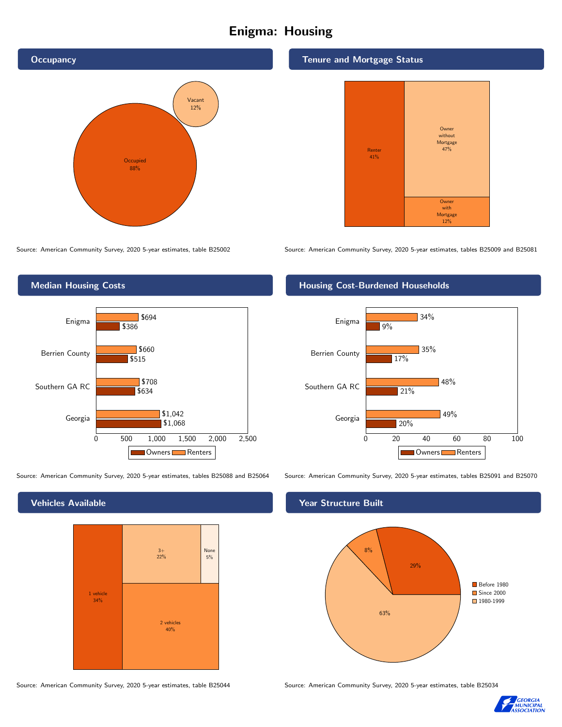# Enigma: Housing

## Occupancy

Vacant
12%

Occupied
88%

Source: American Community Survey, 2020 5-year estimates, table B25002

## Tenure and Mortgage Status

Renter
41%

Owner
without
Mortgage
47%

Owner
with
Mortgage
12%

Source: American Community Survey, 2020 5-year estimates, tables B25009 and B25081

## Median Housing Costs

Enigma
$694
$386

Berrien County
$660
$515

Southern GA RC
$708
$634

Georgia
$1,042
$1,068

0
500
1,000
1,500
2,000
2,500

Owners
Renters

Source: American Community Survey, 2020 5-year estimates, tables B25088 and B25064

## Housing Cost-Burdened Households

Enigma
34%
9%

Berrien County
35%
17%

Southern GA RC
48%
21%

Georgia
49%
20%

0
20
40
60
80
100

Owners
Renters

Source: American Community Survey, 2020 5-year estimates, tables B25091 and B25070

## Vehicles Available

1 vehicle
34%

3+
22%

None
5%

2 vehicles
40%

Source: American Community Survey, 2020 5-year estimates, table B25044

## Year Structure Built

29%

8%

63%

Before 1980
Since 2000
1980-1999

Source: American Community Survey, 2020 5-year estimates, table B25034

GEORGIA MUNICIPAL ASSOCIATION